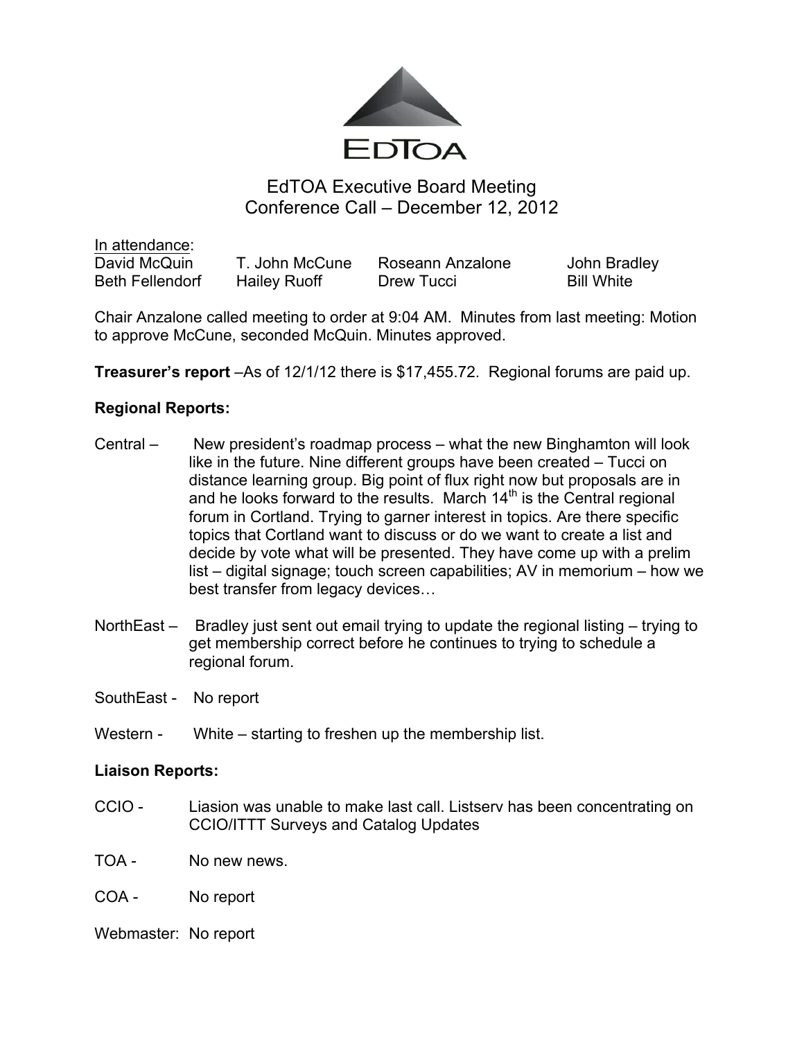EdTOA

# EdTOA Executive Board Meeting
## Conference Call – December 12, 2012

In attendance:

| | | | |
|---|---|---|---|
| David McQuin | T. John McCune | Roseann Anzalone | John Bradley |
| Beth Fellendorf | Hailey Ruoff | Drew Tucci | Bill White |

Chair Anzalone called meeting to order at 9:04 AM. Minutes from last meeting: Motion to approve McCune, seconded McQuin. Minutes approved.

**Treasurer's report** –As of 12/1/12 there is $17,455.72. Regional forums are paid up.

**Regional Reports:**

Central – New president's roadmap process – what the new Binghamton will look like in the future. Nine different groups have been created – Tucci on distance learning group. Big point of flux right now but proposals are in and he looks forward to the results. March 14th is the Central regional forum in Cortland. Trying to garner interest in topics. Are there specific topics that Cortland want to discuss or do we want to create a list and decide by vote what will be presented. They have come up with a prelim list – digital signage; touch screen capabilities; AV in memorium – how we best transfer from legacy devices…

NorthEast – Bradley just sent out email trying to update the regional listing – trying to get membership correct before he continues to trying to schedule a regional forum.

SouthEast - No report

Western - White – starting to freshen up the membership list.

**Liaison Reports:**

CCIO - Liasion was unable to make last call. Listserv has been concentrating on CCIO/ITTT Surveys and Catalog Updates

TOA - No new news.

COA - No report

Webmaster: No report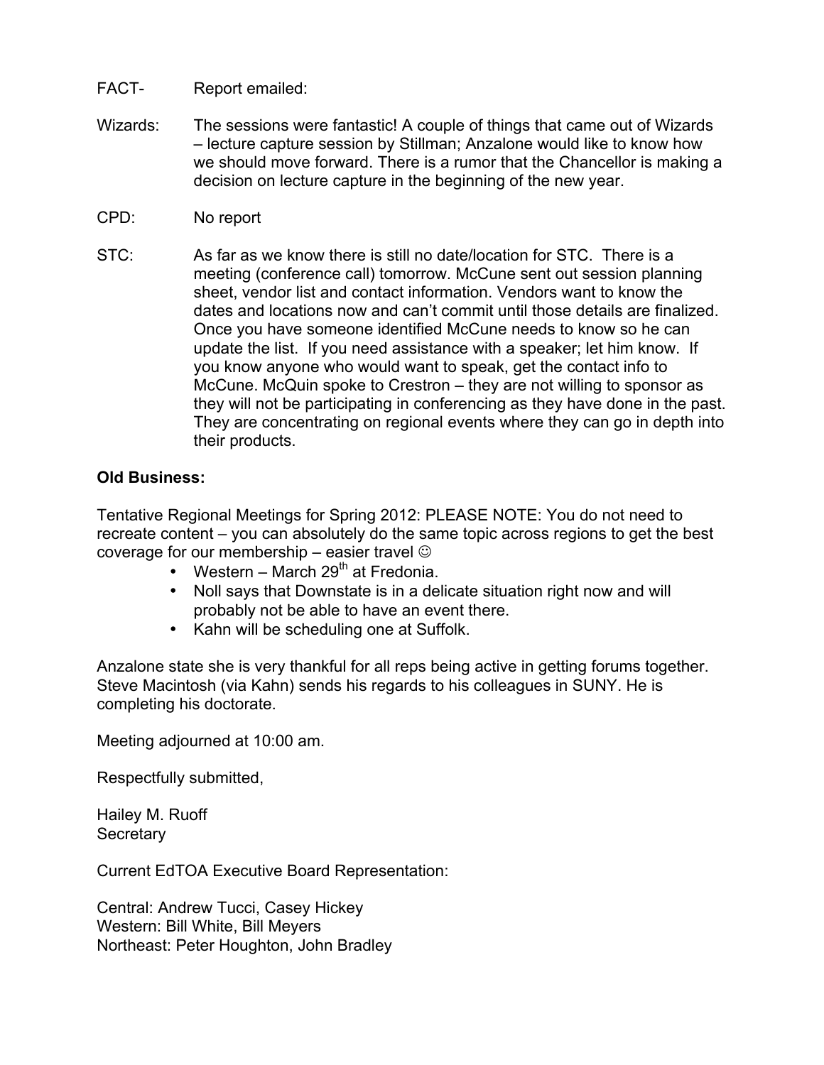FACT- Report emailed:

Wizards: The sessions were fantastic! A couple of things that came out of Wizards – lecture capture session by Stillman; Anzalone would like to know how we should move forward. There is a rumor that the Chancellor is making a decision on lecture capture in the beginning of the new year.

CPD: No report

STC: As far as we know there is still no date/location for STC. There is a meeting (conference call) tomorrow. McCune sent out session planning sheet, vendor list and contact information. Vendors want to know the dates and locations now and can't commit until those details are finalized. Once you have someone identified McCune needs to know so he can update the list. If you need assistance with a speaker; let him know. If you know anyone who would want to speak, get the contact info to McCune. McQuin spoke to Crestron – they are not willing to sponsor as they will not be participating in conferencing as they have done in the past. They are concentrating on regional events where they can go in depth into their products.

**Old Business:**

Tentative Regional Meetings for Spring 2012: PLEASE NOTE: You do not need to recreate content – you can absolutely do the same topic across regions to get the best coverage for our membership – easier travel ☺

- Western – March 29th at Fredonia.
- Noll says that Downstate is in a delicate situation right now and will probably not be able to have an event there.
- Kahn will be scheduling one at Suffolk.

Anzalone state she is very thankful for all reps being active in getting forums together. Steve Macintosh (via Kahn) sends his regards to his colleagues in SUNY. He is completing his doctorate.

Meeting adjourned at 10:00 am.

Respectfully submitted,

Hailey M. Ruoff
Secretary

Current EdTOA Executive Board Representation:

Central: Andrew Tucci, Casey Hickey
Western: Bill White, Bill Meyers
Northeast: Peter Houghton, John Bradley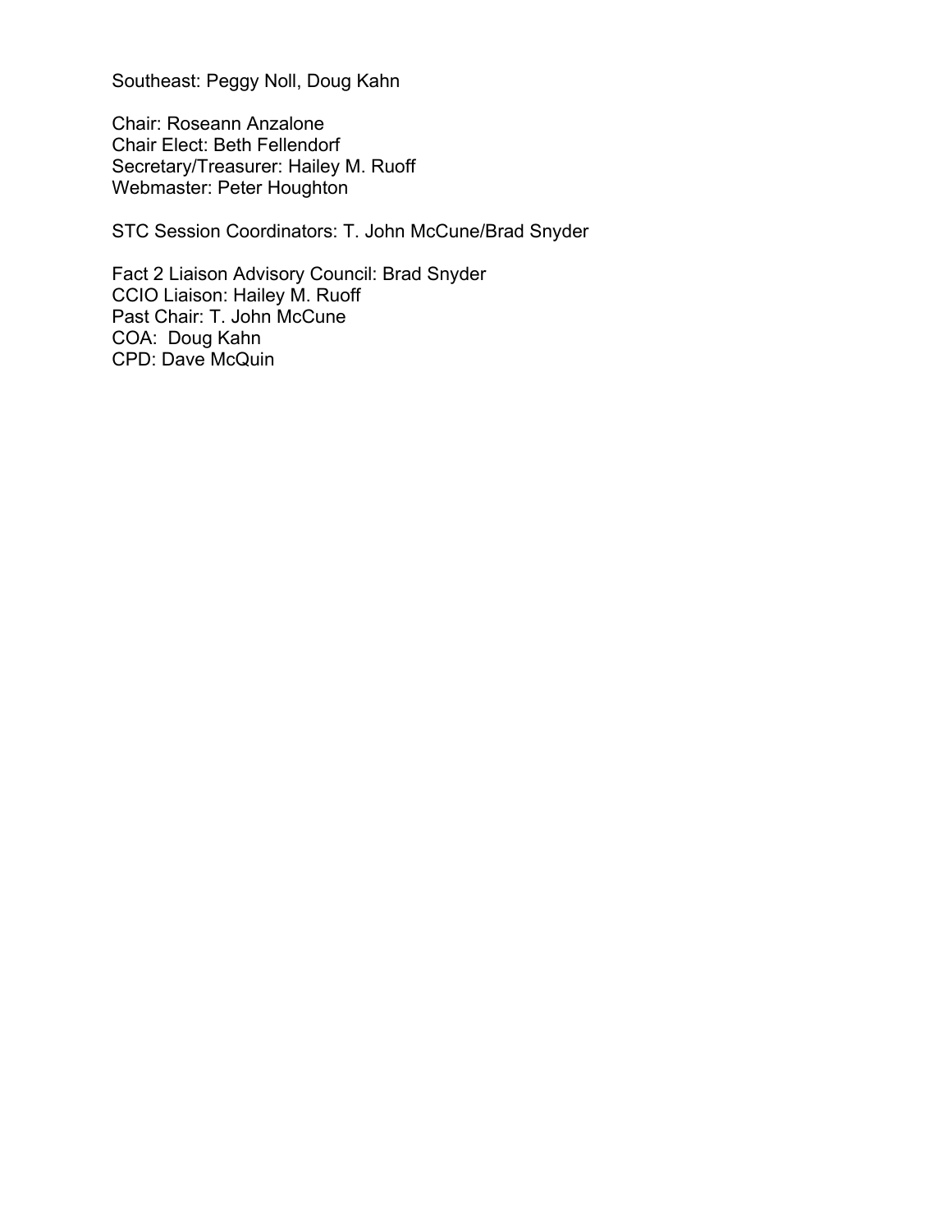Southeast: Peggy Noll, Doug Kahn

Chair: Roseann Anzalone
Chair Elect: Beth Fellendorf
Secretary/Treasurer: Hailey M. Ruoff
Webmaster: Peter Houghton

STC Session Coordinators: T. John McCune/Brad Snyder

Fact 2 Liaison Advisory Council: Brad Snyder
CCIO Liaison: Hailey M. Ruoff
Past Chair: T. John McCune
COA: Doug Kahn
CPD: Dave McQuin